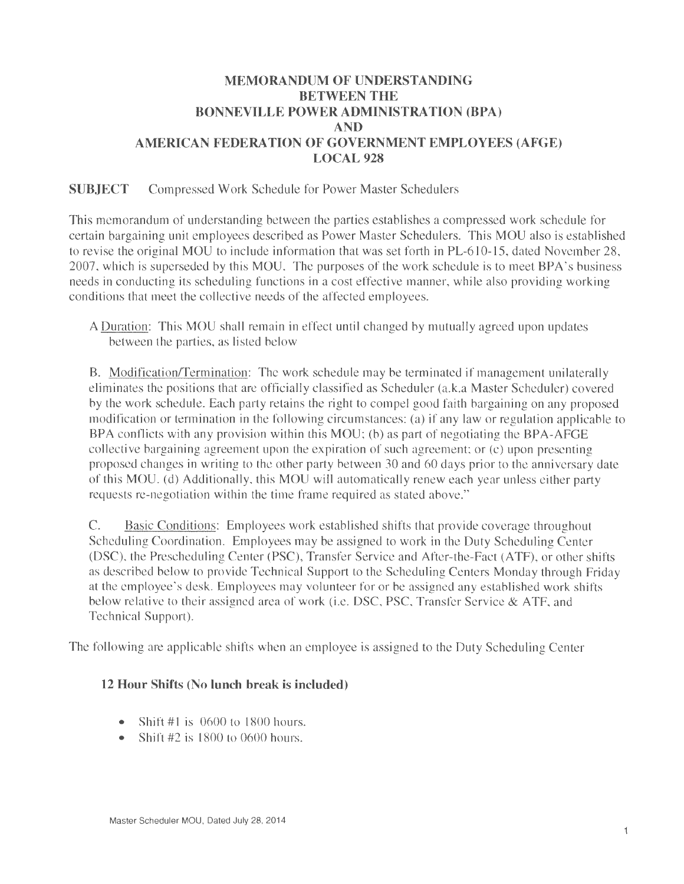# MEMORANDUM OF UNDERSTANDING
# BETWEEN THE
# BONNEVILLE POWER ADMINISTRATION (BPA)
# AND
# AMERICAN FEDERATION OF GOVERNMENT EMPLOYEES (AFGE)
# LOCAL 928

**SUBJECT** Compressed Work Schedule for Power Master Schedulers

This memorandum of understanding between the parties establishes a compressed work schedule for certain bargaining unit employees described as Power Master Schedulers. This MOU also is established to revise the original MOU to include information that was set forth in PL-610-15, dated November 28, 2007, which is superseded by this MOU. The purposes of the work schedule is to meet BPA's business needs in conducting its scheduling functions in a cost effective manner, while also providing working conditions that meet the collective needs of the affected employees.

A <u>Duration</u>: This MOU shall remain in effect until changed by mutually agreed upon updates between the parties, as listed below

B. <u>Modification/Termination</u>: The work schedule may be terminated if management unilaterally eliminates the positions that are officially classified as Scheduler (a.k.a Master Scheduler) covered by the work schedule. Each party retains the right to compel good faith bargaining on any proposed modification or termination in the following circumstances: (a) if any law or regulation applicable to BPA conflicts with any provision within this MOU; (b) as part of negotiating the BPA-AFGE collective bargaining agreement upon the expiration of such agreement; or (c) upon presenting proposed changes in writing to the other party between 30 and 60 days prior to the anniversary date of this MOU. (d) Additionally, this MOU will automatically renew each year unless either party requests re-negotiation within the time frame required as stated above."

C. <u>Basic Conditions</u>: Employees work established shifts that provide coverage throughout Scheduling Coordination. Employees may be assigned to work in the Duty Scheduling Center (DSC), the Prescheduling Center (PSC), Transfer Service and After-the-Fact (ATF), or other shifts as described below to provide Technical Support to the Scheduling Centers Monday through Friday at the employee's desk. Employees may volunteer for or be assigned any established work shifts below relative to their assigned area of work (i.e. DSC, PSC, Transfer Service & ATF, and Technical Support).

The following are applicable shifts when an employee is assigned to the Duty Scheduling Center

### 12 Hour Shifts (No lunch break is included)

- Shift #1 is 0600 to 1800 hours.
- Shift #2 is 1800 to 0600 hours.

Master Scheduler MOU, Dated July 28, 2014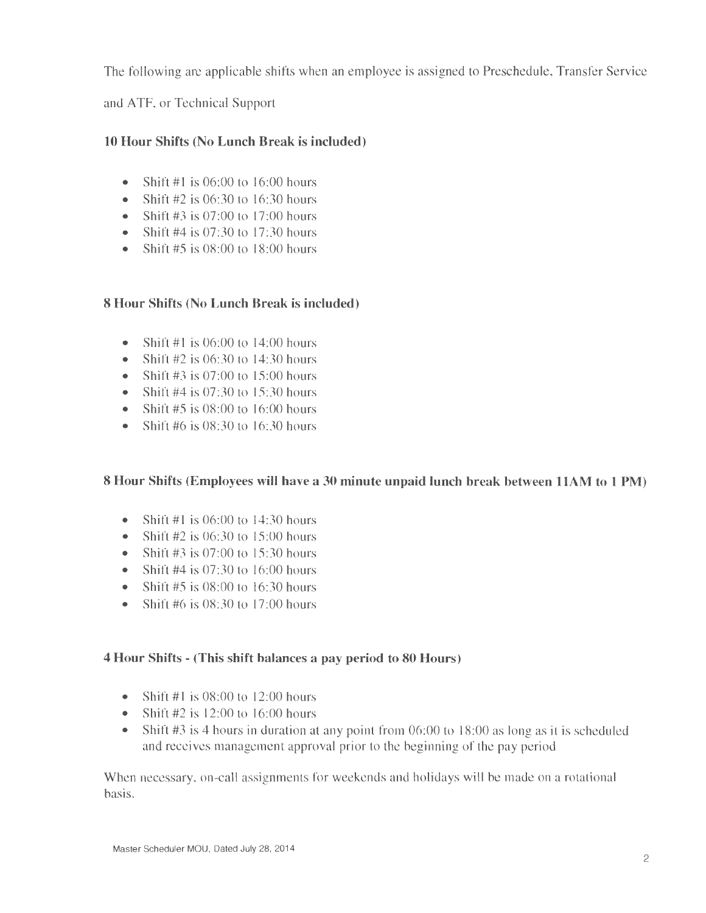The following are applicable shifts when an employee is assigned to Preschedule, Transfer Service and ATF, or Technical Support

### 10 Hour Shifts (No Lunch Break is included)

- Shift #1 is 06:00 to 16:00 hours
- Shift #2 is 06:30 to 16:30 hours
- Shift #3 is 07:00 to 17:00 hours
- Shift #4 is 07:30 to 17:30 hours
- Shift #5 is 08:00 to 18:00 hours

### 8 Hour Shifts (No Lunch Break is included)

- Shift #1 is 06:00 to 14:00 hours
- Shift #2 is 06:30 to 14:30 hours
- Shift #3 is 07:00 to 15:00 hours
- Shift #4 is 07:30 to 15:30 hours
- Shift #5 is 08:00 to 16:00 hours
- Shift #6 is 08:30 to 16:30 hours

### 8 Hour Shifts (Employees will have a 30 minute unpaid lunch break between 11AM to 1 PM)

- Shift #1 is 06:00 to 14:30 hours
- Shift #2 is 06:30 to 15:00 hours
- Shift #3 is 07:00 to 15:30 hours
- Shift #4 is 07:30 to 16:00 hours
- Shift #5 is 08:00 to 16:30 hours
- Shift #6 is 08:30 to 17:00 hours

### 4 Hour Shifts - (This shift balances a pay period to 80 Hours)

- Shift #1 is 08:00 to 12:00 hours
- Shift #2 is 12:00 to 16:00 hours
- Shift #3 is 4 hours in duration at any point from 06:00 to 18:00 as long as it is scheduled and receives management approval prior to the beginning of the pay period

When necessary, on-call assignments for weekends and holidays will be made on a rotational basis.

Master Scheduler MOU, Dated July 28, 2014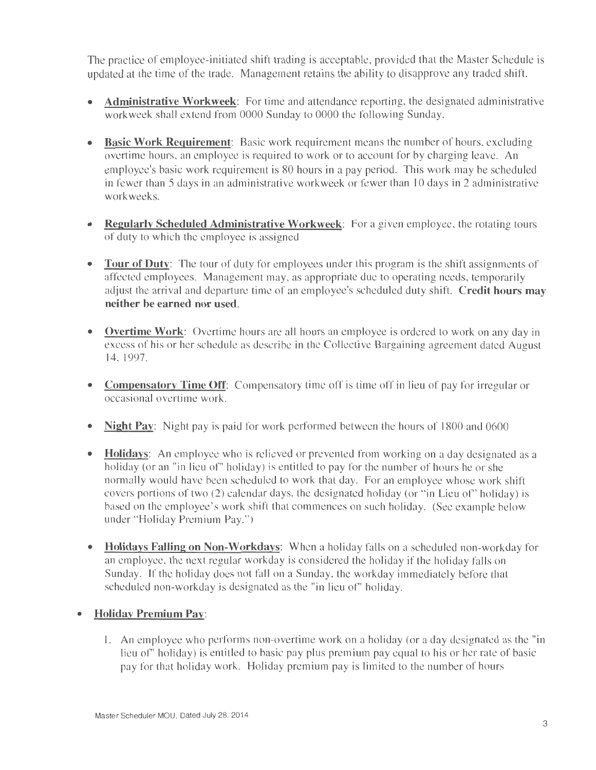The practice of employee-initiated shift trading is acceptable, provided that the Master Schedule is updated at the time of the trade. Management retains the ability to disapprove any traded shift.

- **Administrative Workweek**: For time and attendance reporting, the designated administrative workweek shall extend from 0000 Sunday to 0000 the following Sunday.

- **Basic Work Requirement**: Basic work requirement means the number of hours, excluding overtime hours, an employee is required to work or to account for by charging leave. An employee's basic work requirement is 80 hours in a pay period. This work may be scheduled in fewer than 5 days in an administrative workweek or fewer than 10 days in 2 administrative workweeks.

- **Regularly Scheduled Administrative Workweek**: For a given employee, the rotating tours of duty to which the employee is assigned

- **Tour of Duty**: The tour of duty for employees under this program is the shift assignments of affected employees. Management may, as appropriate due to operating needs, temporarily adjust the arrival and departure time of an employee's scheduled duty shift. **Credit hours may neither be earned nor used.**

- **Overtime Work**: Overtime hours are all hours an employee is ordered to work on any day in excess of his or her schedule as describe in the Collective Bargaining agreement dated August 14, 1997.

- **Compensatory Time Off**: Compensatory time off is time off in lieu of pay for irregular or occasional overtime work.

- **Night Pay**: Night pay is paid for work performed between the hours of 1800 and 0600

- **Holidays**: An employee who is relieved or prevented from working on a day designated as a holiday (or an "in lieu of" holiday) is entitled to pay for the number of hours he or she normally would have been scheduled to work that day. For an employee whose work shift covers portions of two (2) calendar days, the designated holiday (or "in Lieu of" holiday) is based on the employee's work shift that commences on such holiday. (See example below under "Holiday Premium Pay.")

- **Holidays Falling on Non-Workdays**: When a holiday falls on a scheduled non-workday for an employee, the next regular workday is considered the holiday if the holiday falls on Sunday. If the holiday does not fall on a Sunday, the workday immediately before that scheduled non-workday is designated as the "in lieu of" holiday.

- **Holiday Premium Pay**:

  1. An employee who performs non-overtime work on a holiday (or a day designated as the "in lieu of" holiday) is entitled to basic pay plus premium pay equal to his or her rate of basic pay for that holiday work. Holiday premium pay is limited to the number of hours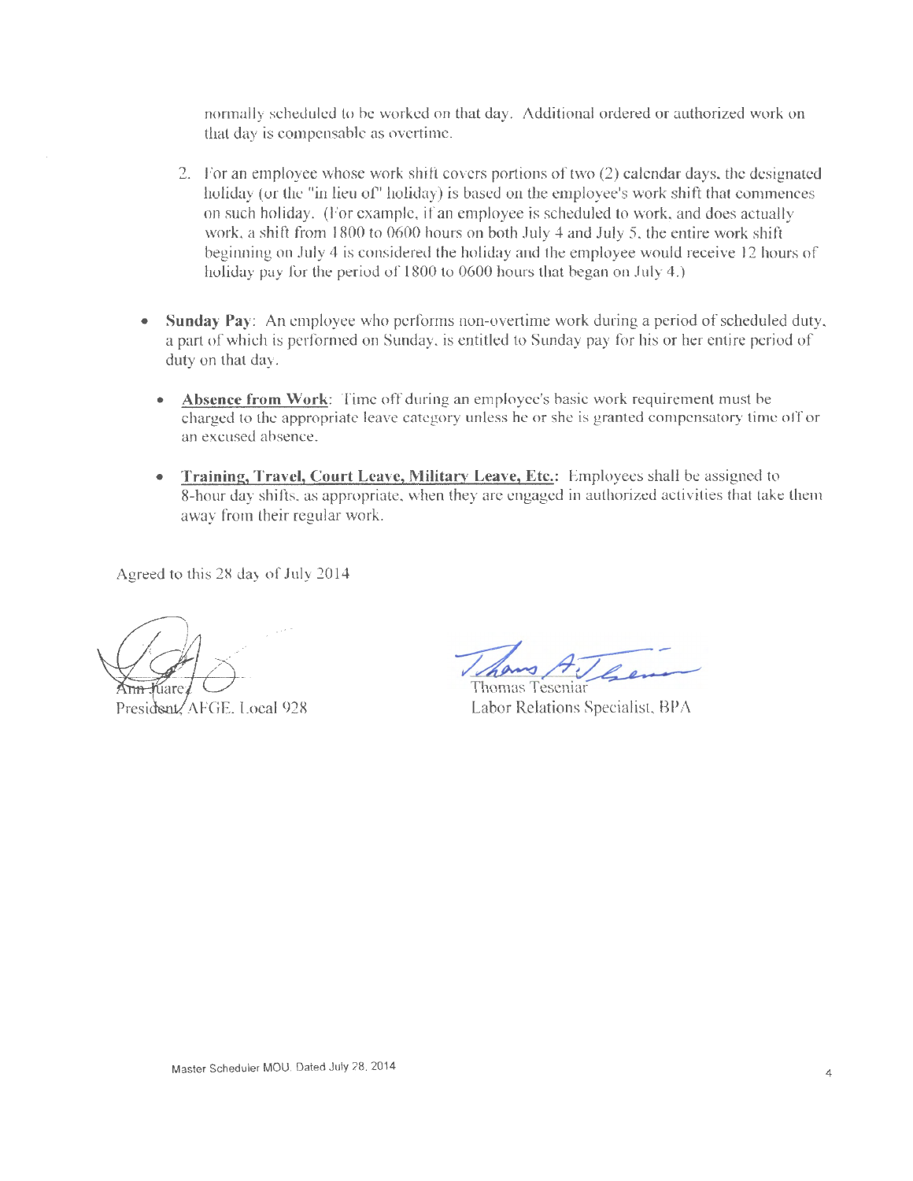normally scheduled to be worked on that day. Additional ordered or authorized work on that day is compensable as overtime.

2. For an employee whose work shift covers portions of two (2) calendar days, the designated holiday (or the "in lieu of" holiday) is based on the employee's work shift that commences on such holiday. (For example, if an employee is scheduled to work, and does actually work, a shift from 1800 to 0600 hours on both July 4 and July 5, the entire work shift beginning on July 4 is considered the holiday and the employee would receive 12 hours of holiday pay for the period of 1800 to 0600 hours that began on July 4.)

- **Sunday Pay**: An employee who performs non-overtime work during a period of scheduled duty, a part of which is performed on Sunday, is entitled to Sunday pay for his or her entire period of duty on that day.
  - **Absence from Work**: Time off during an employee's basic work requirement must be charged to the appropriate leave category unless he or she is granted compensatory time off or an excused absence.
  - **Training, Travel, Court Leave, Military Leave, Etc.**: Employees shall be assigned to 8-hour day shifts, as appropriate, when they are engaged in authorized activities that take them away from their regular work.

Agreed to this 28 day of July 2014

Ann Juarez
President, AFGE, Local 928

Thomas Teseniar
Labor Relations Specialist, BPA

Master Scheduler MOU, Dated July 28, 2014